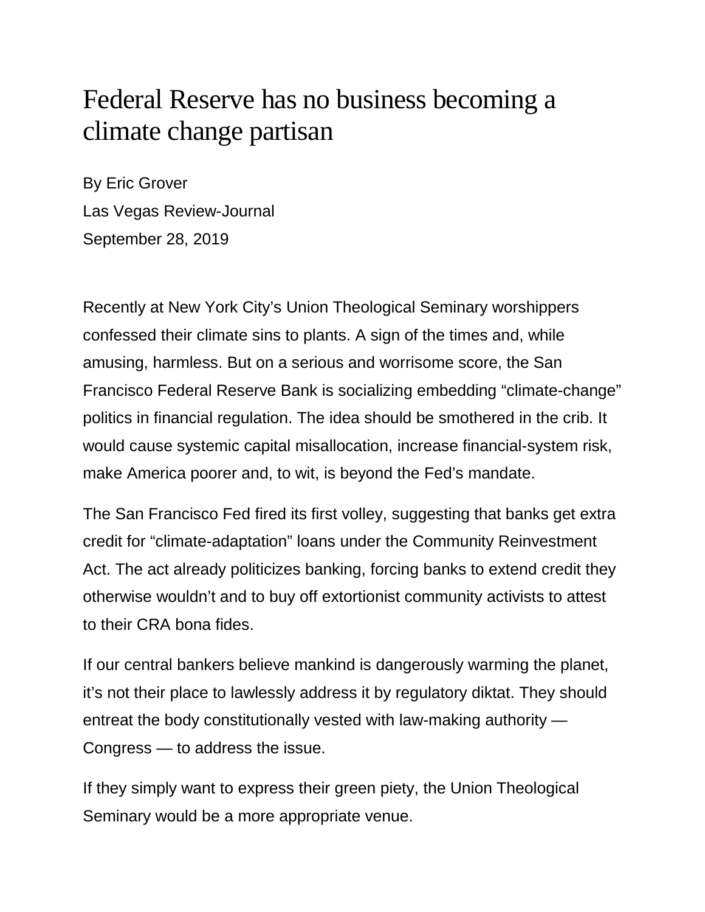# Federal Reserve has no business becoming a climate change partisan

By Eric Grover
Las Vegas Review-Journal
September 28, 2019

Recently at New York City's Union Theological Seminary worshippers confessed their climate sins to plants. A sign of the times and, while amusing, harmless. But on a serious and worrisome score, the San Francisco Federal Reserve Bank is socializing embedding "climate-change" politics in financial regulation. The idea should be smothered in the crib. It would cause systemic capital misallocation, increase financial-system risk, make America poorer and, to wit, is beyond the Fed's mandate.

The San Francisco Fed fired its first volley, suggesting that banks get extra credit for "climate-adaptation" loans under the Community Reinvestment Act. The act already politicizes banking, forcing banks to extend credit they otherwise wouldn't and to buy off extortionist community activists to attest to their CRA bona fides.

If our central bankers believe mankind is dangerously warming the planet, it's not their place to lawlessly address it by regulatory diktat. They should entreat the body constitutionally vested with law-making authority — Congress — to address the issue.

If they simply want to express their green piety, the Union Theological Seminary would be a more appropriate venue.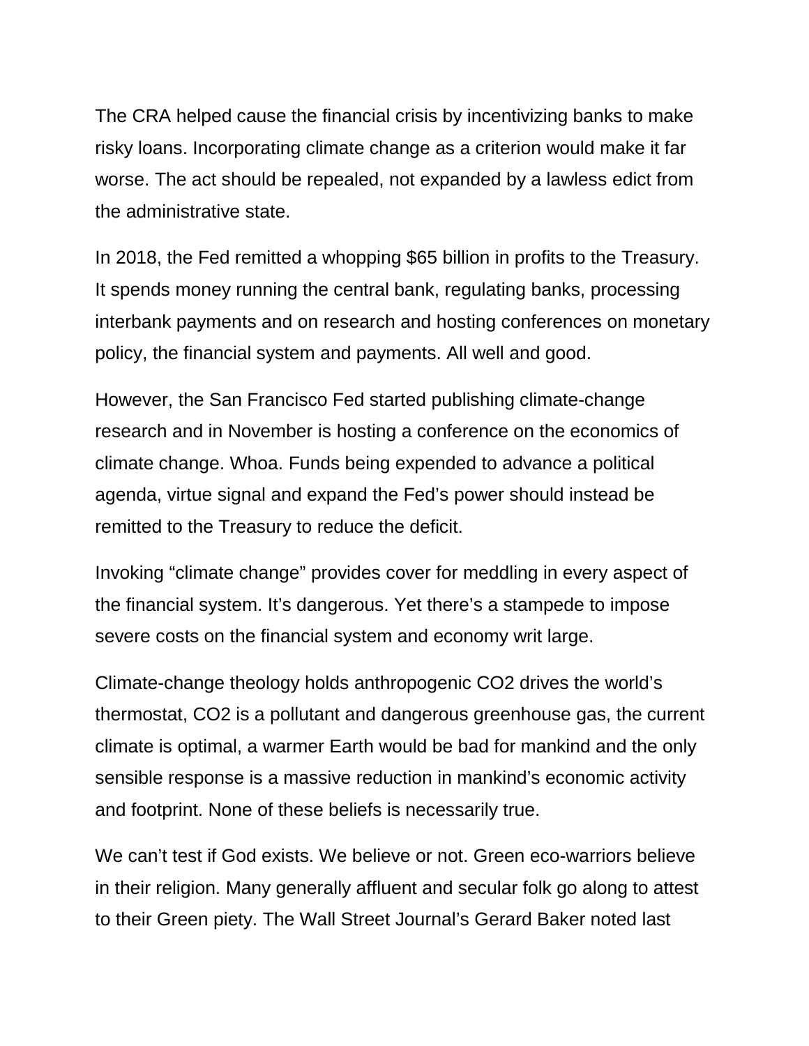The CRA helped cause the financial crisis by incentivizing banks to make risky loans. Incorporating climate change as a criterion would make it far worse. The act should be repealed, not expanded by a lawless edict from the administrative state.

In 2018, the Fed remitted a whopping $65 billion in profits to the Treasury. It spends money running the central bank, regulating banks, processing interbank payments and on research and hosting conferences on monetary policy, the financial system and payments. All well and good.

However, the San Francisco Fed started publishing climate-change research and in November is hosting a conference on the economics of climate change. Whoa. Funds being expended to advance a political agenda, virtue signal and expand the Fed's power should instead be remitted to the Treasury to reduce the deficit.

Invoking "climate change" provides cover for meddling in every aspect of the financial system. It's dangerous. Yet there's a stampede to impose severe costs on the financial system and economy writ large.

Climate-change theology holds anthropogenic $CO_2$ drives the world's thermostat, $CO_2$ is a pollutant and dangerous greenhouse gas, the current climate is optimal, a warmer Earth would be bad for mankind and the only sensible response is a massive reduction in mankind's economic activity and footprint. None of these beliefs is necessarily true.

We can't test if God exists. We believe or not. Green eco-warriors believe in their religion. Many generally affluent and secular folk go along to attest to their Green piety. The Wall Street Journal's Gerard Baker noted last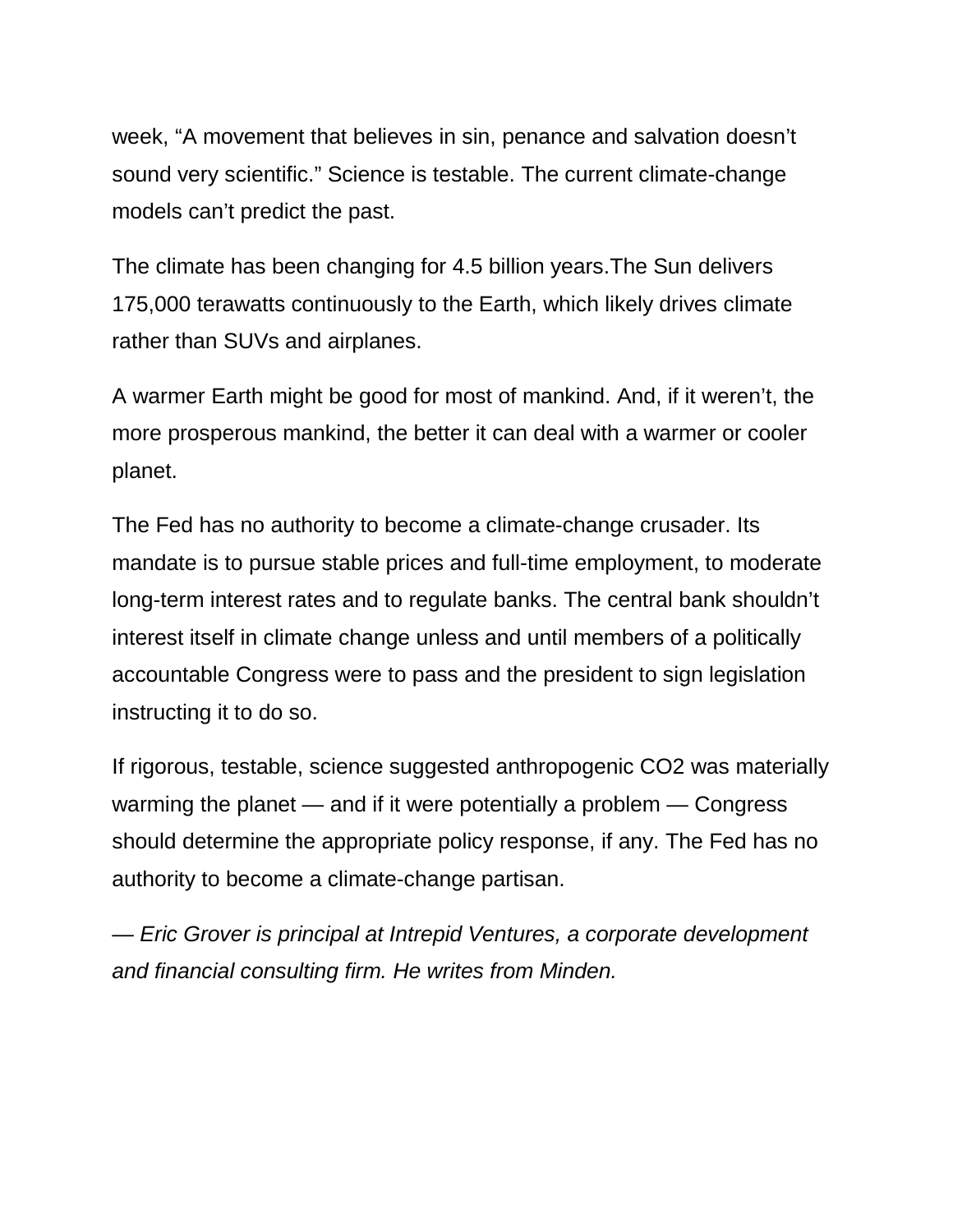week, “A movement that believes in sin, penance and salvation doesn’t sound very scientific.” Science is testable. The current climate-change models can’t predict the past.

The climate has been changing for 4.5 billion years.The Sun delivers 175,000 terawatts continuously to the Earth, which likely drives climate rather than SUVs and airplanes.

A warmer Earth might be good for most of mankind. And, if it weren’t, the more prosperous mankind, the better it can deal with a warmer or cooler planet.

The Fed has no authority to become a climate-change crusader. Its mandate is to pursue stable prices and full-time employment, to moderate long-term interest rates and to regulate banks. The central bank shouldn’t interest itself in climate change unless and until members of a politically accountable Congress were to pass and the president to sign legislation instructing it to do so.

If rigorous, testable, science suggested anthropogenic $CO_2$ was materially warming the planet — and if it were potentially a problem — Congress should determine the appropriate policy response, if any. The Fed has no authority to become a climate-change partisan.

*— Eric Grover is principal at Intrepid Ventures, a corporate development and financial consulting firm. He writes from Minden.*